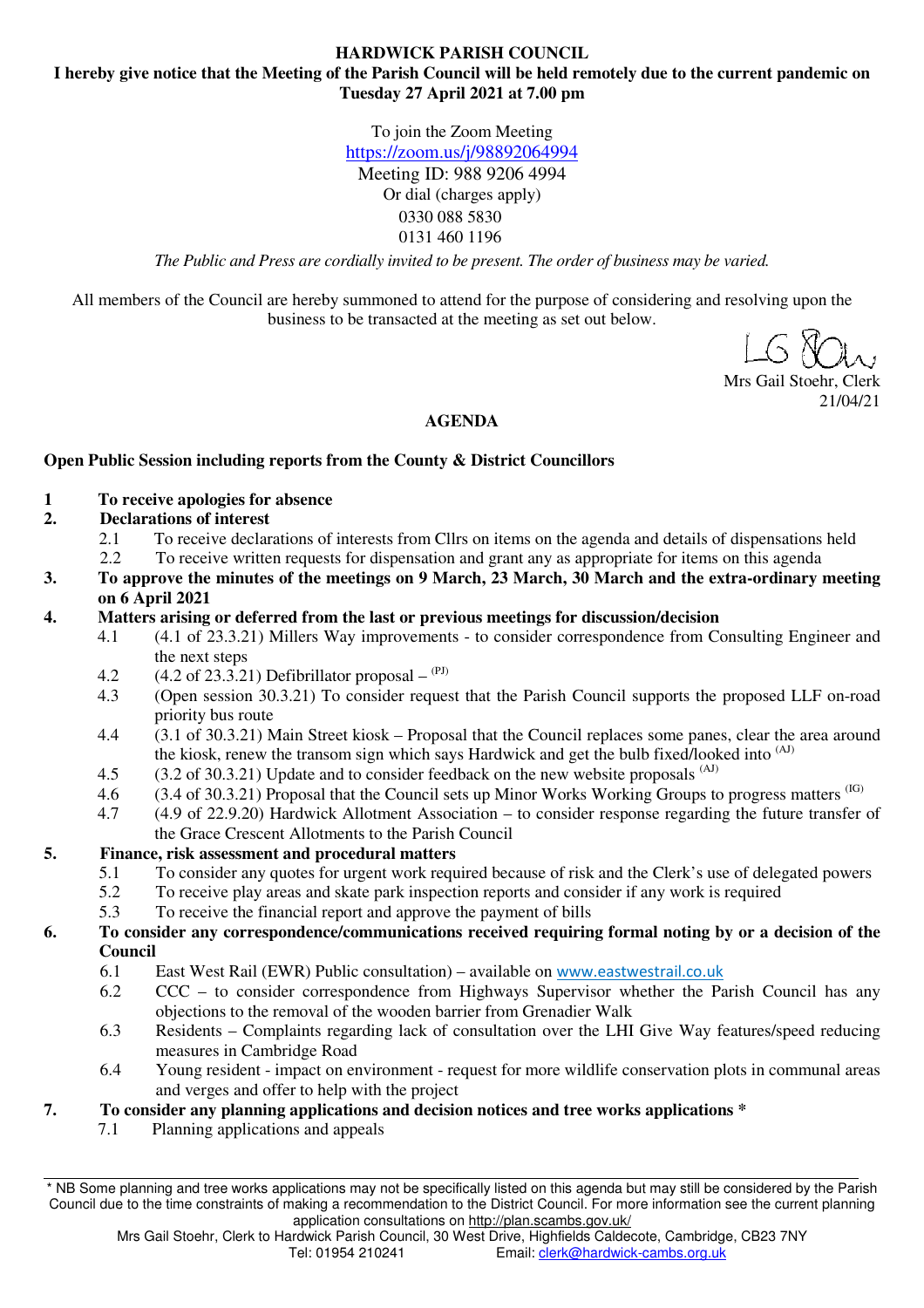# HARDWICK PARISH COUNCIL

**I hereby give notice that the Meeting of the Parish Council will be held remotely due to the current pandemic on Tuesday 27 April 2021 at 7.00 pm**

To join the Zoom Meeting
https://zoom.us/j/98892064994
Meeting ID: 988 9206 4994
Or dial (charges apply)
0330 088 5830
0131 460 1196

*The Public and Press are cordially invited to be present. The order of business may be varied.*

All members of the Council are hereby summoned to attend for the purpose of considering and resolving upon the business to be transacted at the meeting as set out below.

Mrs Gail Stoehr, Clerk
21/04/21

## AGENDA

**Open Public Session including reports from the County & District Councillors**

**1 To receive apologies for absence**

**2. Declarations of interest**

- 2.1 To receive declarations of interests from Cllrs on items on the agenda and details of dispensations held
- 2.2 To receive written requests for dispensation and grant any as appropriate for items on this agenda

**3. To approve the minutes of the meetings on 9 March, 23 March, 30 March and the extra-ordinary meeting on 6 April 2021**

**4. Matters arising or deferred from the last or previous meetings for discussion/decision**

- 4.1 (4.1 of 23.3.21) Millers Way improvements - to consider correspondence from Consulting Engineer and the next steps
- 4.2 (4.2 of 23.3.21) Defibrillator proposal – (PJ)
- 4.3 (Open session 30.3.21) To consider request that the Parish Council supports the proposed LLF on-road priority bus route
- 4.4 (3.1 of 30.3.21) Main Street kiosk – Proposal that the Council replaces some panes, clear the area around the kiosk, renew the transom sign which says Hardwick and get the bulb fixed/looked into (AJ)
- 4.5 (3.2 of 30.3.21) Update and to consider feedback on the new website proposals (AJ)
- 4.6 (3.4 of 30.3.21) Proposal that the Council sets up Minor Works Working Groups to progress matters (IG)
- 4.7 (4.9 of 22.9.20) Hardwick Allotment Association – to consider response regarding the future transfer of the Grace Crescent Allotments to the Parish Council

**5. Finance, risk assessment and procedural matters**

- 5.1 To consider any quotes for urgent work required because of risk and the Clerk's use of delegated powers
- 5.2 To receive play areas and skate park inspection reports and consider if any work is required
- 5.3 To receive the financial report and approve the payment of bills

**6. To consider any correspondence/communications received requiring formal noting by or a decision of the Council**

- 6.1 East West Rail (EWR) Public consultation) – available on www.eastwestrail.co.uk
- 6.2 CCC – to consider correspondence from Highways Supervisor whether the Parish Council has any objections to the removal of the wooden barrier from Grenadier Walk
- 6.3 Residents – Complaints regarding lack of consultation over the LHI Give Way features/speed reducing measures in Cambridge Road
- 6.4 Young resident - impact on environment - request for more wildlife conservation plots in communal areas and verges and offer to help with the project

**7. To consider any planning applications and decision notices and tree works applications ***

- 7.1 Planning applications and appeals

---

* NB Some planning and tree works applications may not be specifically listed on this agenda but may still be considered by the Parish Council due to the time constraints of making a recommendation to the District Council. For more information see the current planning application consultations on http://plan.scambs.gov.uk/

Mrs Gail Stoehr, Clerk to Hardwick Parish Council, 30 West Drive, Highfields Caldecote, Cambridge, CB23 7NY
Tel: 01954 210241 Email: clerk@hardwick-cambs.org.uk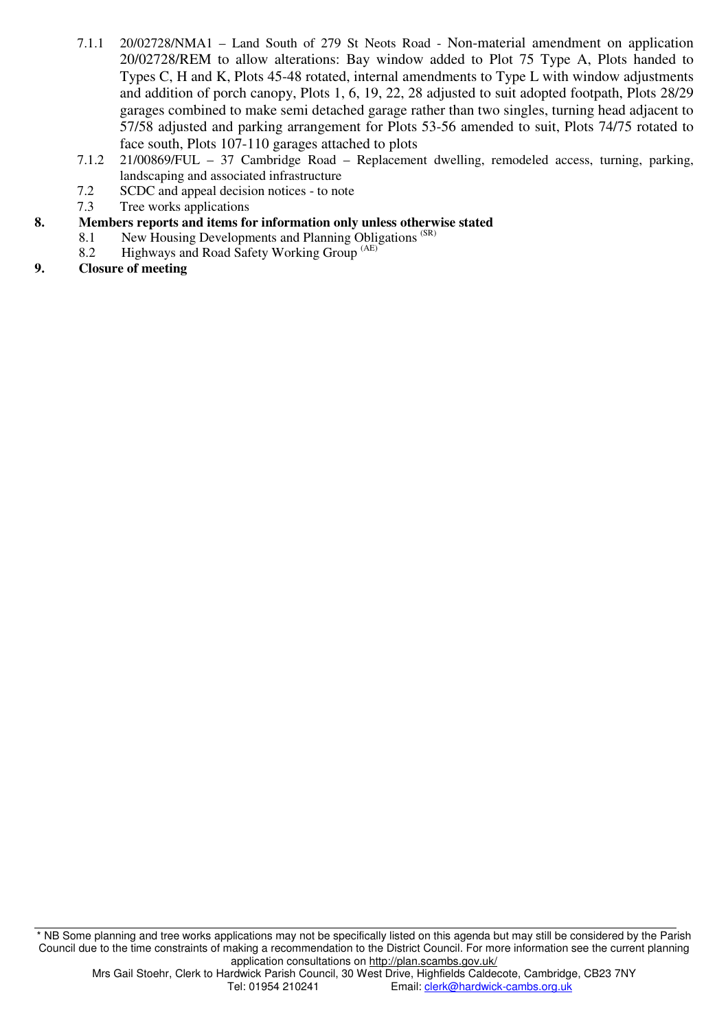7.1.1 20/02728/NMA1 – Land South of 279 St Neots Road - Non-material amendment on application 20/02728/REM to allow alterations: Bay window added to Plot 75 Type A, Plots handed to Types C, H and K, Plots 45-48 rotated, internal amendments to Type L with window adjustments and addition of porch canopy, Plots 1, 6, 19, 22, 28 adjusted to suit adopted footpath, Plots 28/29 garages combined to make semi detached garage rather than two singles, turning head adjacent to 57/58 adjusted and parking arrangement for Plots 53-56 amended to suit, Plots 74/75 rotated to face south, Plots 107-110 garages attached to plots

7.1.2 21/00869/FUL – 37 Cambridge Road – Replacement dwelling, remodeled access, turning, parking, landscaping and associated infrastructure

7.2 SCDC and appeal decision notices - to note

7.3 Tree works applications

**8. Members reports and items for information only unless otherwise stated**

8.1 New Housing Developments and Planning Obligations (SR)

8.2 Highways and Road Safety Working Group (AE)

**9. Closure of meeting**

---

* NB Some planning and tree works applications may not be specifically listed on this agenda but may still be considered by the Parish Council due to the time constraints of making a recommendation to the District Council. For more information see the current planning application consultations on http://plan.scambs.gov.uk/

Mrs Gail Stoehr, Clerk to Hardwick Parish Council, 30 West Drive, Highfields Caldecote, Cambridge, CB23 7NY
Tel: 01954 210241 Email: clerk@hardwick-cambs.org.uk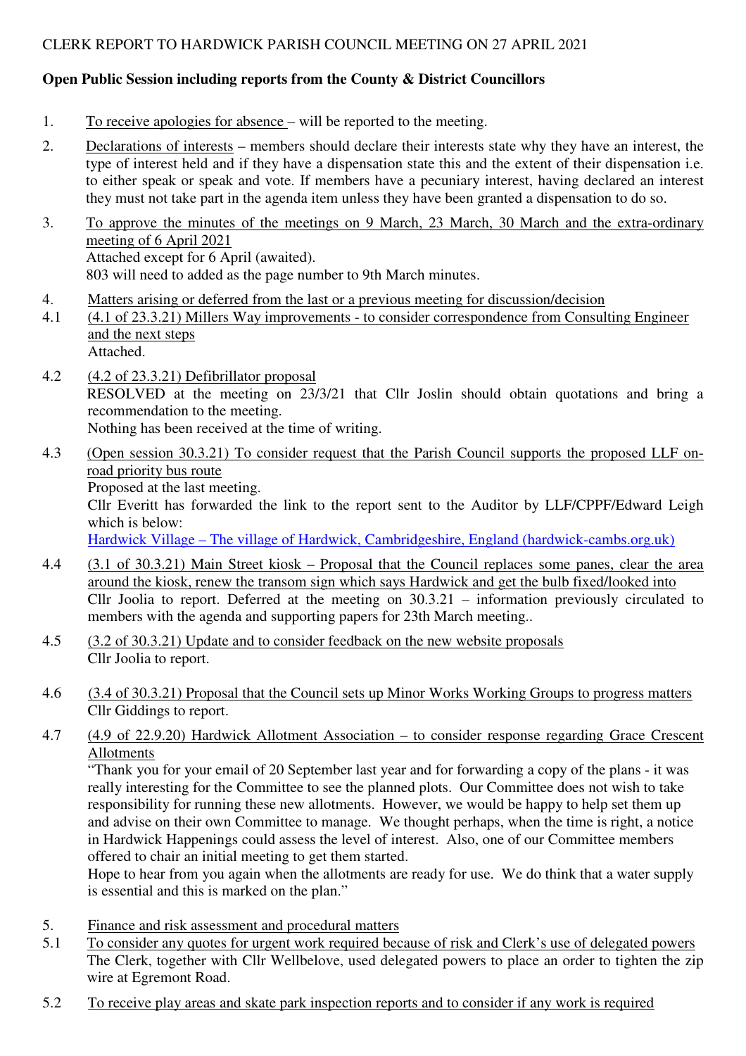CLERK REPORT TO HARDWICK PARISH COUNCIL MEETING ON 27 APRIL 2021

**Open Public Session including reports from the County & District Councillors**

1. To receive apologies for absence – will be reported to the meeting.

2. Declarations of interests – members should declare their interests state why they have an interest, the type of interest held and if they have a dispensation state this and the extent of their dispensation i.e. to either speak or speak and vote. If members have a pecuniary interest, having declared an interest they must not take part in the agenda item unless they have been granted a dispensation to do so.

3. To approve the minutes of the meetings on 9 March, 23 March, 30 March and the extra-ordinary meeting of 6 April 2021
   Attached except for 6 April (awaited).
   803 will need to added as the page number to 9th March minutes.

4. Matters arising or deferred from the last or a previous meeting for discussion/decision

4.1 (4.1 of 23.3.21) Millers Way improvements - to consider correspondence from Consulting Engineer and the next steps
   Attached.

4.2 (4.2 of 23.3.21) Defibrillator proposal
   RESOLVED at the meeting on 23/3/21 that Cllr Joslin should obtain quotations and bring a recommendation to the meeting.
   Nothing has been received at the time of writing.

4.3 (Open session 30.3.21) To consider request that the Parish Council supports the proposed LLF on-road priority bus route
   Proposed at the last meeting.
   Cllr Everitt has forwarded the link to the report sent to the Auditor by LLF/CPPF/Edward Leigh which is below:
   Hardwick Village – The village of Hardwick, Cambridgeshire, England (hardwick-cambs.org.uk)

4.4 (3.1 of 30.3.21) Main Street kiosk – Proposal that the Council replaces some panes, clear the area around the kiosk, renew the transom sign which says Hardwick and get the bulb fixed/looked into
   Cllr Joolia to report. Deferred at the meeting on 30.3.21 – information previously circulated to members with the agenda and supporting papers for 23th March meeting..

4.5 (3.2 of 30.3.21) Update and to consider feedback on the new website proposals
   Cllr Joolia to report.

4.6 (3.4 of 30.3.21) Proposal that the Council sets up Minor Works Working Groups to progress matters
   Cllr Giddings to report.

4.7 (4.9 of 22.9.20) Hardwick Allotment Association – to consider response regarding Grace Crescent Allotments
   "Thank you for your email of 20 September last year and for forwarding a copy of the plans - it was really interesting for the Committee to see the planned plots. Our Committee does not wish to take responsibility for running these new allotments. However, we would be happy to help set them up and advise on their own Committee to manage. We thought perhaps, when the time is right, a notice in Hardwick Happenings could assess the level of interest. Also, one of our Committee members offered to chair an initial meeting to get them started.
   Hope to hear from you again when the allotments are ready for use. We do think that a water supply is essential and this is marked on the plan."

5. Finance and risk assessment and procedural matters

5.1 To consider any quotes for urgent work required because of risk and Clerk's use of delegated powers
   The Clerk, together with Cllr Wellbelove, used delegated powers to place an order to tighten the zip wire at Egremont Road.

5.2 To receive play areas and skate park inspection reports and to consider if any work is required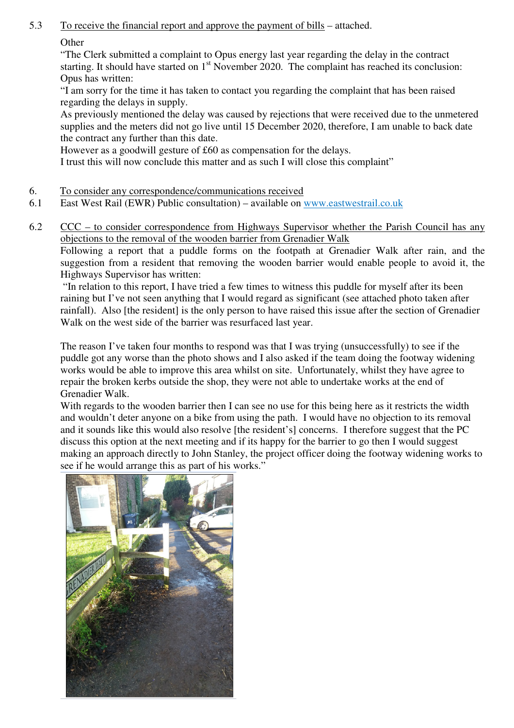5.3 <u>To receive the financial report and approve the payment of bills</u> – attached.

Other

"The Clerk submitted a complaint to Opus energy last year regarding the delay in the contract starting. It should have started on 1st November 2020. The complaint has reached its conclusion: Opus has written:

"I am sorry for the time it has taken to contact you regarding the complaint that has been raised regarding the delays in supply.

As previously mentioned the delay was caused by rejections that were received due to the unmetered supplies and the meters did not go live until 15 December 2020, therefore, I am unable to back date the contract any further than this date.

However as a goodwill gesture of £60 as compensation for the delays.

I trust this will now conclude this matter and as such I will close this complaint"

6. <u>To consider any correspondence/communications received</u>

6.1 East West Rail (EWR) Public consultation) – available on www.eastwestrail.co.uk

6.2 <u>CCC – to consider correspondence from Highways Supervisor whether the Parish Council has any objections to the removal of the wooden barrier from Grenadier Walk</u>

Following a report that a puddle forms on the footpath at Grenadier Walk after rain, and the suggestion from a resident that removing the wooden barrier would enable people to avoid it, the Highways Supervisor has written:

"In relation to this report, I have tried a few times to witness this puddle for myself after its been raining but I've not seen anything that I would regard as significant (see attached photo taken after rainfall). Also [the resident] is the only person to have raised this issue after the section of Grenadier Walk on the west side of the barrier was resurfaced last year.

The reason I've taken four months to respond was that I was trying (unsuccessfully) to see if the puddle got any worse than the photo shows and I also asked if the team doing the footway widening works would be able to improve this area whilst on site. Unfortunately, whilst they have agree to repair the broken kerbs outside the shop, they were not able to undertake works at the end of Grenadier Walk.

With regards to the wooden barrier then I can see no use for this being here as it restricts the width and wouldn't deter anyone on a bike from using the path. I would have no objection to its removal and it sounds like this would also resolve [the resident's] concerns. I therefore suggest that the PC discuss this option at the next meeting and if its happy for the barrier to go then I would suggest making an approach directly to John Stanley, the project officer doing the footway widening works to see if he would arrange this as part of his works."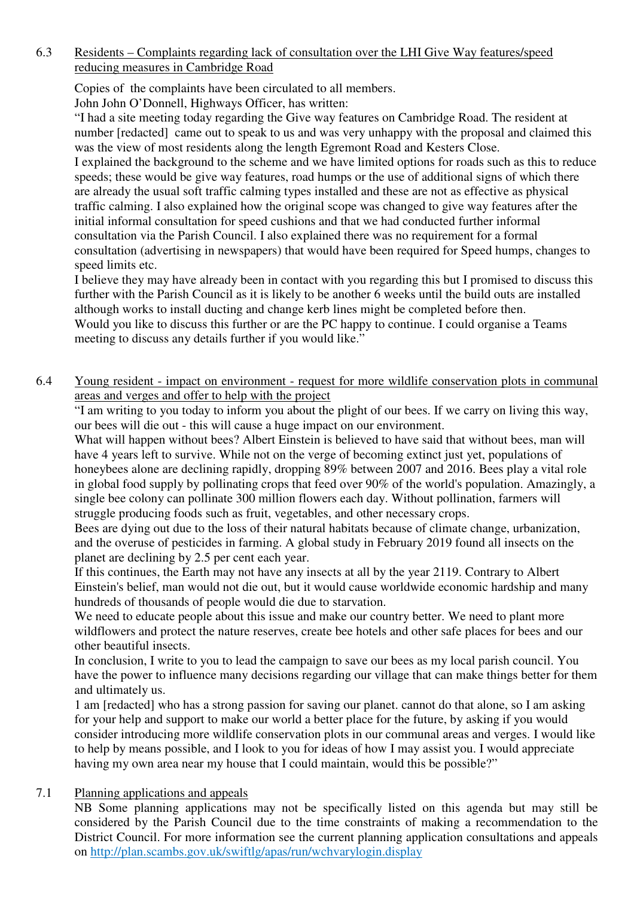6.3 Residents – Complaints regarding lack of consultation over the LHI Give Way features/speed reducing measures in Cambridge Road

Copies of the complaints have been circulated to all members.
John John O'Donnell, Highways Officer, has written:
"I had a site meeting today regarding the Give way features on Cambridge Road. The resident at number [redacted] came out to speak to us and was very unhappy with the proposal and claimed this was the view of most residents along the length Egremont Road and Kesters Close.
I explained the background to the scheme and we have limited options for roads such as this to reduce speeds; these would be give way features, road humps or the use of additional signs of which there are already the usual soft traffic calming types installed and these are not as effective as physical traffic calming. I also explained how the original scope was changed to give way features after the initial informal consultation for speed cushions and that we had conducted further informal consultation via the Parish Council. I also explained there was no requirement for a formal consultation (advertising in newspapers) that would have been required for Speed humps, changes to speed limits etc.
I believe they may have already been in contact with you regarding this but I promised to discuss this further with the Parish Council as it is likely to be another 6 weeks until the build outs are installed although works to install ducting and change kerb lines might be completed before then.
Would you like to discuss this further or are the PC happy to continue. I could organise a Teams meeting to discuss any details further if you would like."

6.4 Young resident - impact on environment - request for more wildlife conservation plots in communal areas and verges and offer to help with the project

"I am writing to you today to inform you about the plight of our bees. If we carry on living this way, our bees will die out - this will cause a huge impact on our environment.
What will happen without bees? Albert Einstein is believed to have said that without bees, man will have 4 years left to survive. While not on the verge of becoming extinct just yet, populations of honeybees alone are declining rapidly, dropping 89% between 2007 and 2016. Bees play a vital role in global food supply by pollinating crops that feed over 90% of the world's population. Amazingly, a single bee colony can pollinate 300 million flowers each day. Without pollination, farmers will struggle producing foods such as fruit, vegetables, and other necessary crops.
Bees are dying out due to the loss of their natural habitats because of climate change, urbanization, and the overuse of pesticides in farming. A global study in February 2019 found all insects on the planet are declining by 2.5 per cent each year.
If this continues, the Earth may not have any insects at all by the year 2119. Contrary to Albert Einstein's belief, man would not die out, but it would cause worldwide economic hardship and many hundreds of thousands of people would die due to starvation.
We need to educate people about this issue and make our country better. We need to plant more wildflowers and protect the nature reserves, create bee hotels and other safe places for bees and our other beautiful insects.
In conclusion, I write to you to lead the campaign to save our bees as my local parish council. You have the power to influence many decisions regarding our village that can make things better for them and ultimately us.
1 am [redacted] who has a strong passion for saving our planet. cannot do that alone, so I am asking for your help and support to make our world a better place for the future, by asking if you would consider introducing more wildlife conservation plots in our communal areas and verges. I would like to help by means possible, and I look to you for ideas of how I may assist you. I would appreciate having my own area near my house that I could maintain, would this be possible?"

7.1 Planning applications and appeals

NB Some planning applications may not be specifically listed on this agenda but may still be considered by the Parish Council due to the time constraints of making a recommendation to the District Council. For more information see the current planning application consultations and appeals on http://plan.scambs.gov.uk/swiftlg/apas/run/wchvarylogin.display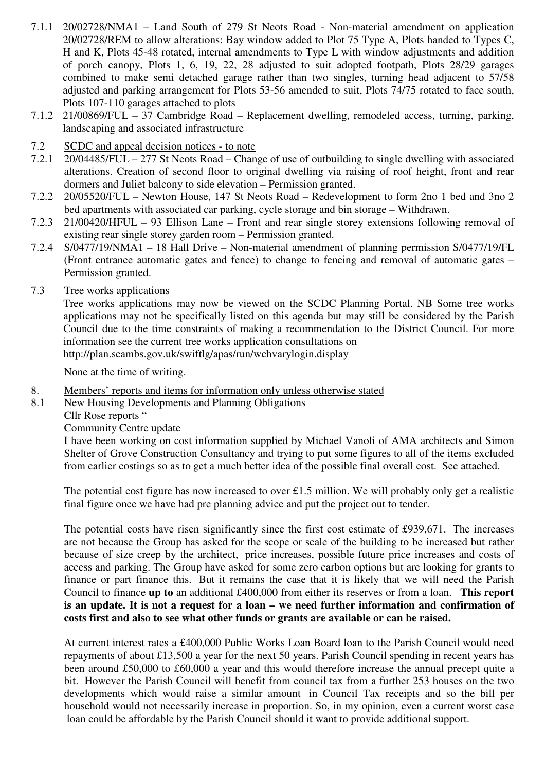7.1.1 20/02728/NMA1 – Land South of 279 St Neots Road - Non-material amendment on application 20/02728/REM to allow alterations: Bay window added to Plot 75 Type A, Plots handed to Types C, H and K, Plots 45-48 rotated, internal amendments to Type L with window adjustments and addition of porch canopy, Plots 1, 6, 19, 22, 28 adjusted to suit adopted footpath, Plots 28/29 garages combined to make semi detached garage rather than two singles, turning head adjacent to 57/58 adjusted and parking arrangement for Plots 53-56 amended to suit, Plots 74/75 rotated to face south, Plots 107-110 garages attached to plots

7.1.2 21/00869/FUL – 37 Cambridge Road – Replacement dwelling, remodeled access, turning, parking, landscaping and associated infrastructure

7.2 SCDC and appeal decision notices - to note

7.2.1 20/04485/FUL – 277 St Neots Road – Change of use of outbuilding to single dwelling with associated alterations. Creation of second floor to original dwelling via raising of roof height, front and rear dormers and Juliet balcony to side elevation – Permission granted.

7.2.2 20/05520/FUL – Newton House, 147 St Neots Road – Redevelopment to form 2no 1 bed and 3no 2 bed apartments with associated car parking, cycle storage and bin storage – Withdrawn.

7.2.3 21/00420/HFUL – 93 Ellison Lane – Front and rear single storey extensions following removal of existing rear single storey garden room – Permission granted.

7.2.4 S/0477/19/NMA1 – 18 Hall Drive – Non-material amendment of planning permission S/0477/19/FL (Front entrance automatic gates and fence) to change to fencing and removal of automatic gates – Permission granted.

7.3 Tree works applications

Tree works applications may now be viewed on the SCDC Planning Portal. NB Some tree works applications may not be specifically listed on this agenda but may still be considered by the Parish Council due to the time constraints of making a recommendation to the District Council. For more information see the current tree works application consultations on http://plan.scambs.gov.uk/swiftlg/apas/run/wchvarylogin.display

None at the time of writing.

8. Members' reports and items for information only unless otherwise stated

8.1 New Housing Developments and Planning Obligations

Cllr Rose reports "

Community Centre update

I have been working on cost information supplied by Michael Vanoli of AMA architects and Simon Shelter of Grove Construction Consultancy and trying to put some figures to all of the items excluded from earlier costings so as to get a much better idea of the possible final overall cost. See attached.

The potential cost figure has now increased to over £1.5 million. We will probably only get a realistic final figure once we have had pre planning advice and put the project out to tender.

The potential costs have risen significantly since the first cost estimate of £939,671. The increases are not because the Group has asked for the scope or scale of the building to be increased but rather because of size creep by the architect, price increases, possible future price increases and costs of access and parking. The Group have asked for some zero carbon options but are looking for grants to finance or part finance this. But it remains the case that it is likely that we will need the Parish Council to finance **up to** an additional £400,000 from either its reserves or from a loan. **This report is an update. It is not a request for a loan – we need further information and confirmation of costs first and also to see what other funds or grants are available or can be raised.**

At current interest rates a £400,000 Public Works Loan Board loan to the Parish Council would need repayments of about £13,500 a year for the next 50 years. Parish Council spending in recent years has been around £50,000 to £60,000 a year and this would therefore increase the annual precept quite a bit. However the Parish Council will benefit from council tax from a further 253 houses on the two developments which would raise a similar amount in Council Tax receipts and so the bill per household would not necessarily increase in proportion. So, in my opinion, even a current worst case loan could be affordable by the Parish Council should it want to provide additional support.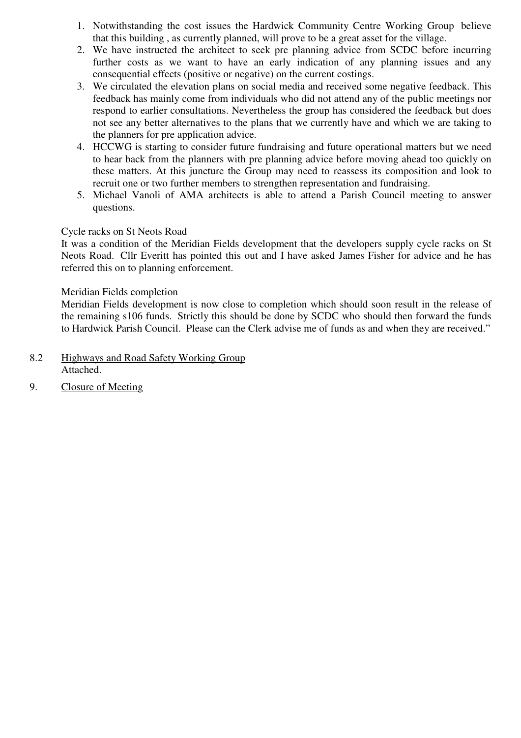1. Notwithstanding the cost issues the Hardwick Community Centre Working Group believe that this building , as currently planned, will prove to be a great asset for the village.
2. We have instructed the architect to seek pre planning advice from SCDC before incurring further costs as we want to have an early indication of any planning issues and any consequential effects (positive or negative) on the current costings.
3. We circulated the elevation plans on social media and received some negative feedback. This feedback has mainly come from individuals who did not attend any of the public meetings nor respond to earlier consultations. Nevertheless the group has considered the feedback but does not see any better alternatives to the plans that we currently have and which we are taking to the planners for pre application advice.
4. HCCWG is starting to consider future fundraising and future operational matters but we need to hear back from the planners with pre planning advice before moving ahead too quickly on these matters. At this juncture the Group may need to reassess its composition and look to recruit one or two further members to strengthen representation and fundraising.
5. Michael Vanoli of AMA architects is able to attend a Parish Council meeting to answer questions.

Cycle racks on St Neots Road

It was a condition of the Meridian Fields development that the developers supply cycle racks on St Neots Road. Cllr Everitt has pointed this out and I have asked James Fisher for advice and he has referred this on to planning enforcement.

Meridian Fields completion

Meridian Fields development is now close to completion which should soon result in the release of the remaining s106 funds. Strictly this should be done by SCDC who should then forward the funds to Hardwick Parish Council. Please can the Clerk advise me of funds as and when they are received."

8.2 Highways and Road Safety Working Group

Attached.

9. Closure of Meeting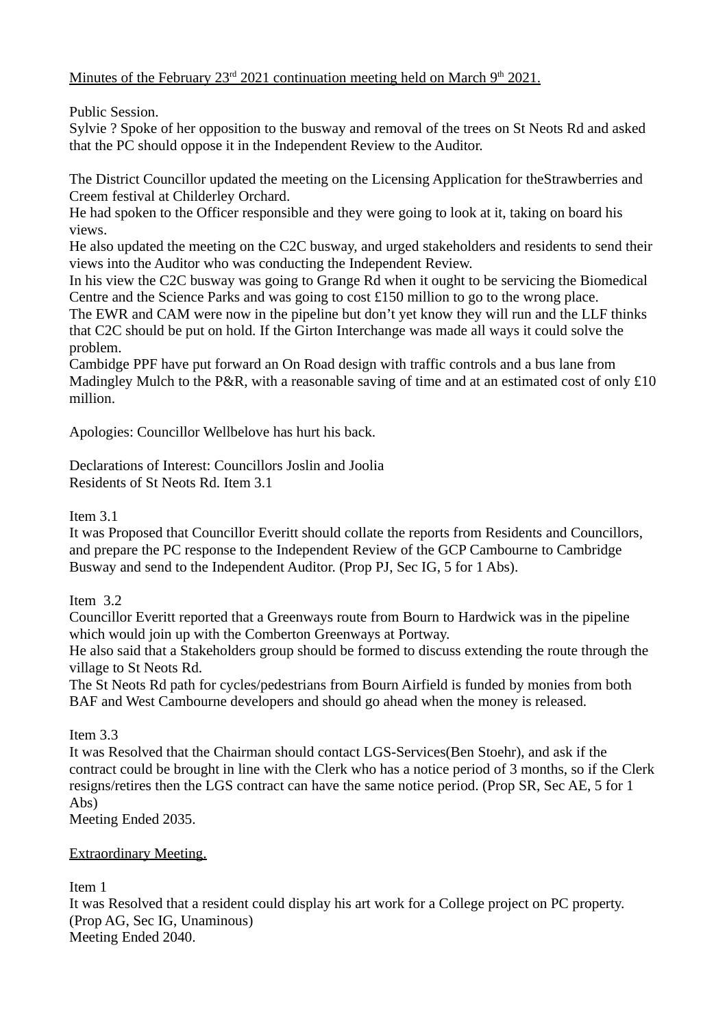Minutes of the February 23rd 2021 continuation meeting held on March 9th 2021.

Public Session.
Sylvie ? Spoke of her opposition to the busway and removal of the trees on St Neots Rd and asked that the PC should oppose it in the Independent Review to the Auditor.

The District Councillor updated the meeting on the Licensing Application for theStrawberries and Creem festival at Childerley Orchard.
He had spoken to the Officer responsible and they were going to look at it, taking on board his views.
He also updated the meeting on the C2C busway, and urged stakeholders and residents to send their views into the Auditor who was conducting the Independent Review.
In his view the C2C busway was going to Grange Rd when it ought to be servicing the Biomedical Centre and the Science Parks and was going to cost £150 million to go to the wrong place.
The EWR and CAM were now in the pipeline but don't yet know they will run and the LLF thinks that C2C should be put on hold. If the Girton Interchange was made all ways it could solve the problem.
Cambidge PPF have put forward an On Road design with traffic controls and a bus lane from Madingley Mulch to the P&R, with a reasonable saving of time and at an estimated cost of only £10 million.

Apologies: Councillor Wellbelove has hurt his back.

Declarations of Interest: Councillors Joslin and Joolia
Residents of St Neots Rd. Item 3.1

Item 3.1
It was Proposed that Councillor Everitt should collate the reports from Residents and Councillors, and prepare the PC response to the Independent Review of the GCP Cambourne to Cambridge Busway and send to the Independent Auditor. (Prop PJ, Sec IG, 5 for 1 Abs).

Item 3.2
Councillor Everitt reported that a Greenways route from Bourn to Hardwick was in the pipeline which would join up with the Comberton Greenways at Portway.
He also said that a Stakeholders group should be formed to discuss extending the route through the village to St Neots Rd.
The St Neots Rd path for cycles/pedestrians from Bourn Airfield is funded by monies from both BAF and West Cambourne developers and should go ahead when the money is released.

Item 3.3
It was Resolved that the Chairman should contact LGS-Services(Ben Stoehr), and ask if the contract could be brought in line with the Clerk who has a notice period of 3 months, so if the Clerk resigns/retires then the LGS contract can have the same notice period. (Prop SR, Sec AE, 5 for 1 Abs)
Meeting Ended 2035.

Extraordinary Meeting.

Item 1
It was Resolved that a resident could display his art work for a College project on PC property. (Prop AG, Sec IG, Unaminous)
Meeting Ended 2040.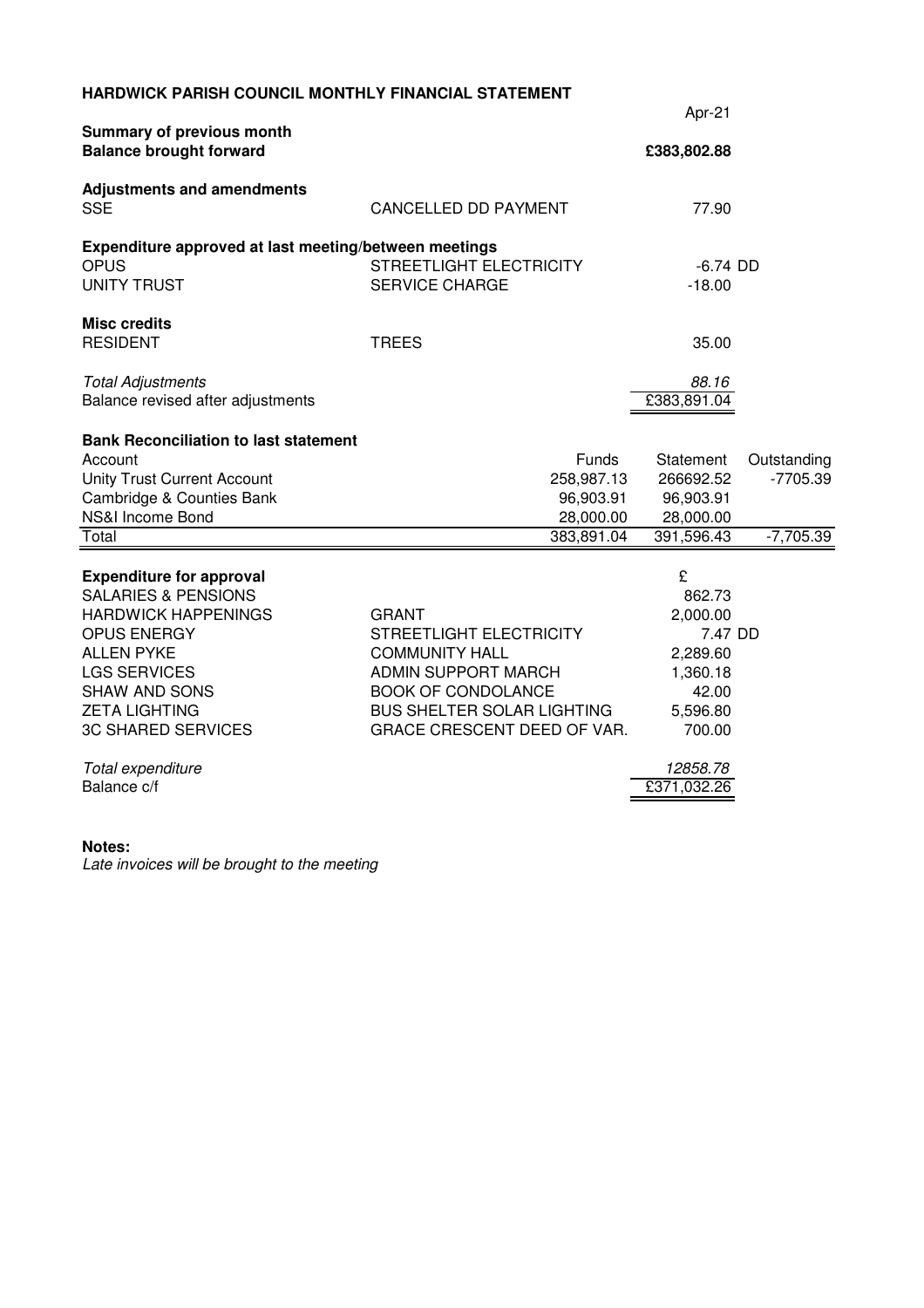**HARDWICK PARISH COUNCIL MONTHLY FINANCIAL STATEMENT**

| | | Apr-21 |
|---|---|---|
| **Summary of previous month** | | |
| **Balance brought forward** | | **£383,802.88** |
| | | |
| **Adjustments and amendments** | | |
| SSE | CANCELLED DD PAYMENT | 77.90 |
| | | |
| **Expenditure approved at last meeting/between meetings** | | |
| OPUS | STREETLIGHT ELECTRICITY | -6.74 DD |
| UNITY TRUST | SERVICE CHARGE | -18.00 |
| | | |
| **Misc credits** | | |
| RESIDENT | TREES | 35.00 |
| | | |
| *Total Adjustments* | | *88.16* |
| Balance revised after adjustments | | £383,891.04 |

**Bank Reconciliation to last statement**

| Account | Funds | Statement | Outstanding |
|---|---|---|---|
| Unity Trust Current Account | 258,987.13 | 266692.52 | -7705.39 |
| Cambridge & Counties Bank | 96,903.91 | 96,903.91 | |
| NS&I Income Bond | 28,000.00 | 28,000.00 | |
| Total | 383,891.04 | 391,596.43 | -7,705.39 |

| **Expenditure for approval** | | £ |
|---|---|---|
| SALARIES & PENSIONS | | 862.73 |
| HARDWICK HAPPENINGS | GRANT | 2,000.00 |
| OPUS ENERGY | STREETLIGHT ELECTRICITY | 7.47 DD |
| ALLEN PYKE | COMMUNITY HALL | 2,289.60 |
| LGS SERVICES | ADMIN SUPPORT MARCH | 1,360.18 |
| SHAW AND SONS | BOOK OF CONDOLANCE | 42.00 |
| ZETA LIGHTING | BUS SHELTER SOLAR LIGHTING | 5,596.80 |
| 3C SHARED SERVICES | GRACE CRESCENT DEED OF VAR. | 700.00 |
| | | |
| *Total expenditure* | | *12858.78* |
| Balance c/f | | £371,032.26 |

**Notes:**

*Late invoices will be brought to the meeting*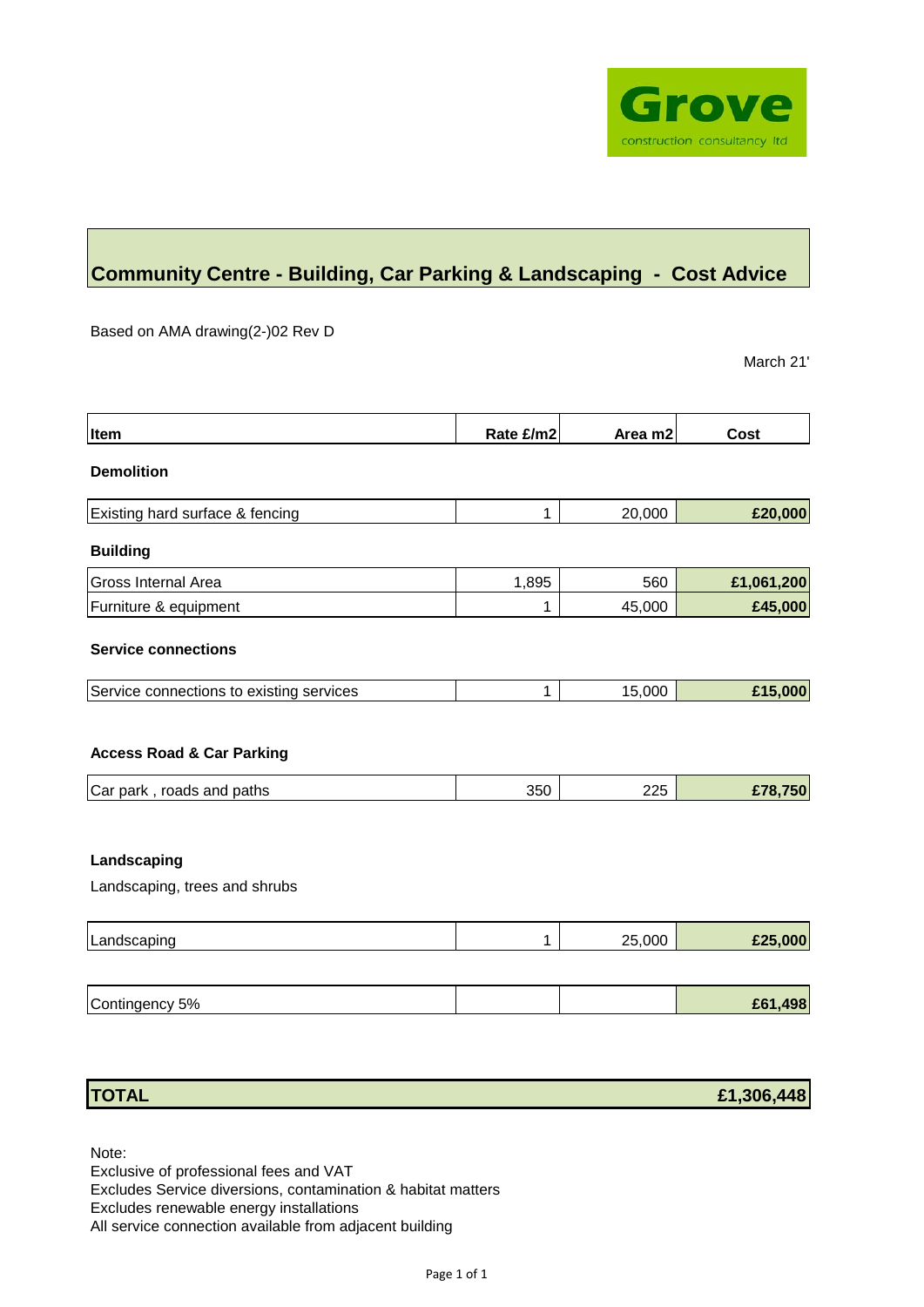Grove
construction consultancy ltd

# Community Centre - Building, Car Parking & Landscaping - Cost Advice

Based on AMA drawing(2-)02 Rev D

March 21'

| Item | Rate £/m2 | Area m2 | Cost |
|---|---|---|---|
| **Demolition** | | | |
| Existing hard surface & fencing | 1 | 20,000 | **£20,000** |
| **Building** | | | |
| Gross Internal Area | 1,895 | 560 | **£1,061,200** |
| Furniture & equipment | 1 | 45,000 | **£45,000** |
| **Service connections** | | | |
| Service connections to existing services | 1 | 15,000 | **£15,000** |
| **Access Road & Car Parking** | | | |
| Car park , roads and paths | 350 | 225 | **£78,750** |
| **Landscaping** | | | |
| Landscaping, trees and shrubs | | | |
| Landscaping | 1 | 25,000 | **£25,000** |
| Contingency 5% | | | **£61,498** |
| **TOTAL** | | | **£1,306,448** |

Note:
Exclusive of professional fees and VAT
Excludes Service diversions, contamination & habitat matters
Excludes renewable energy installations
All service connection available from adjacent building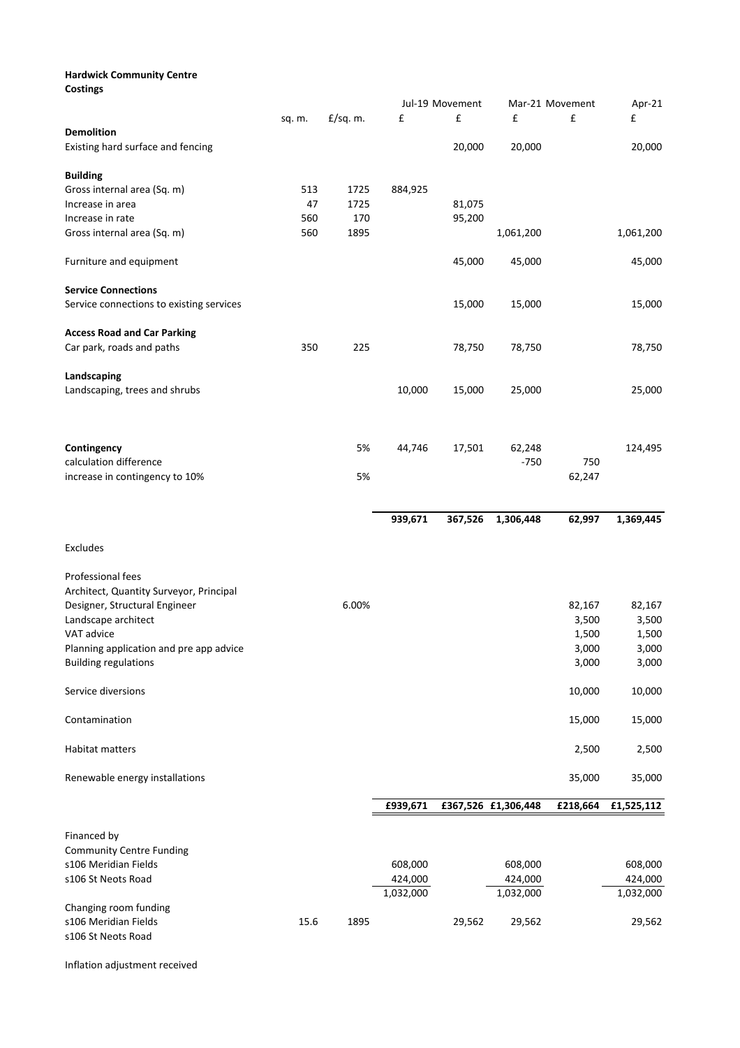**Hardwick Community Centre**
**Costings**

| | sq. m. | £/sq. m. | Jul-19 £ | Movement £ | Mar-21 £ | Movement £ | Apr-21 £ |
|---|---|---|---|---|---|---|---|
| **Demolition** | | | | | | | |
| Existing hard surface and fencing | | | | 20,000 | 20,000 | | 20,000 |
| **Building** | | | | | | | |
| Gross internal area (Sq. m) | 513 | 1725 | 884,925 | | | | |
| Increase in area | 47 | 1725 | | 81,075 | | | |
| Increase in rate | 560 | 170 | | 95,200 | | | |
| Gross internal area (Sq. m) | 560 | 1895 | | | 1,061,200 | | 1,061,200 |
| Furniture and equipment | | | | 45,000 | 45,000 | | 45,000 |
| **Service Connections** | | | | | | | |
| Service connections to existing services | | | | 15,000 | 15,000 | | 15,000 |
| **Access Road and Car Parking** | | | | | | | |
| Car park, roads and paths | 350 | 225 | | 78,750 | 78,750 | | 78,750 |
| **Landscaping** | | | | | | | |
| Landscaping, trees and shrubs | | | 10,000 | 15,000 | 25,000 | | 25,000 |
| **Contingency** | | 5% | 44,746 | 17,501 | 62,248 | | 124,495 |
| calculation difference | | | | | -750 | 750 | |
| increase in contingency to 10% | | 5% | | | | 62,247 | |
| | | | **939,671** | **367,526** | **1,306,448** | **62,997** | **1,369,445** |
| Excludes | | | | | | | |
| Professional fees | | | | | | | |
| Architect, Quantity Surveyor, Principal Designer, Structural Engineer | | 6.00% | | | | 82,167 | 82,167 |
| Landscape architect | | | | | | 3,500 | 3,500 |
| VAT advice | | | | | | 1,500 | 1,500 |
| Planning application and pre app advice | | | | | | 3,000 | 3,000 |
| Building regulations | | | | | | 3,000 | 3,000 |
| Service diversions | | | | | | 10,000 | 10,000 |
| Contamination | | | | | | 15,000 | 15,000 |
| Habitat matters | | | | | | 2,500 | 2,500 |
| Renewable energy installations | | | | | | 35,000 | 35,000 |
| | | | **£939,671** | **£367,526** | **£1,306,448** | **£218,664** | **£1,525,112** |
| Financed by | | | | | | | |
| Community Centre Funding | | | | | | | |
| s106 Meridian Fields | | | 608,000 | | 608,000 | | 608,000 |
| s106 St Neots Road | | | 424,000 | | 424,000 | | 424,000 |
| | | | 1,032,000 | | 1,032,000 | | 1,032,000 |
| Changing room funding | | | | | | | |
| s106 Meridian Fields | 15.6 | 1895 | | 29,562 | 29,562 | | 29,562 |
| s106 St Neots Road | | | | | | | |
| Inflation adjustment received | | | | | | | |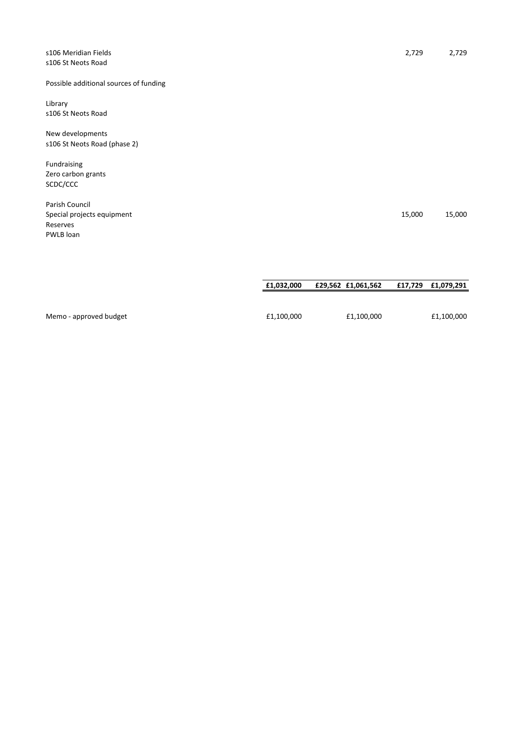| | | | | | |
|---|---|---|---|---|---|
| s106 Meridian Fields | | | | 2,729 | 2,729 |
| s106 St Neots Road | | | | | |
| | | | | | |
| Possible additional sources of funding | | | | | |
| | | | | | |
| Library | | | | | |
| s106 St Neots Road | | | | | |
| | | | | | |
| New developments | | | | | |
| s106 St Neots Road (phase 2) | | | | | |
| | | | | | |
| Fundraising | | | | | |
| Zero carbon grants | | | | | |
| SCDC/CCC | | | | | |
| | | | | | |
| Parish Council | | | | | |
| Special projects equipment | | | | 15,000 | 15,000 |
| Reserves | | | | | |
| PWLB loan | | | | | |
| | | | | | |
| | **£1,032,000** | **£29,562** | **£1,061,562** | **£17,729** | **£1,079,291** |
| | | | | | |
| Memo - approved budget | £1,100,000 | | £1,100,000 | | £1,100,000 |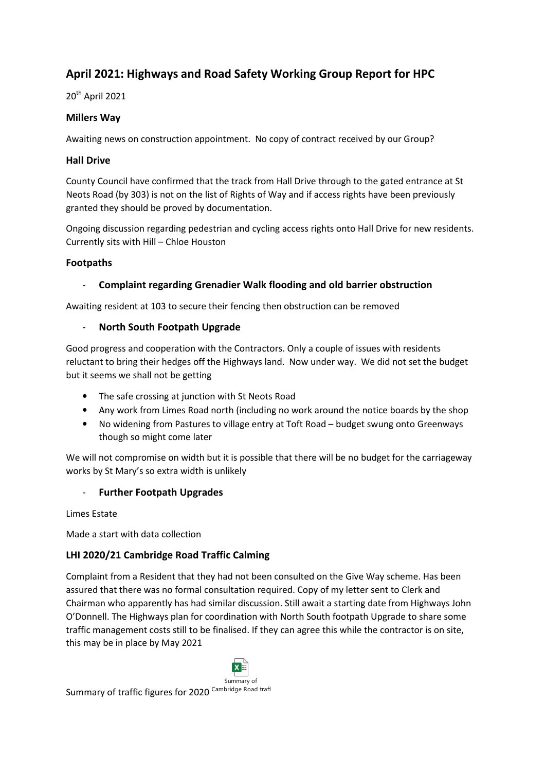# April 2021: Highways and Road Safety Working Group Report for HPC

20th April 2021

### Millers Way

Awaiting news on construction appointment. No copy of contract received by our Group?

### Hall Drive

County Council have confirmed that the track from Hall Drive through to the gated entrance at St Neots Road (by 303) is not on the list of Rights of Way and if access rights have been previously granted they should be proved by documentation.

Ongoing discussion regarding pedestrian and cycling access rights onto Hall Drive for new residents. Currently sits with Hill – Chloe Houston

### Footpaths

- **Complaint regarding Grenadier Walk flooding and old barrier obstruction**

Awaiting resident at 103 to secure their fencing then obstruction can be removed

- **North South Footpath Upgrade**

Good progress and cooperation with the Contractors. Only a couple of issues with residents reluctant to bring their hedges off the Highways land. Now under way. We did not set the budget but it seems we shall not be getting

- The safe crossing at junction with St Neots Road
- Any work from Limes Road north (including no work around the notice boards by the shop
- No widening from Pastures to village entry at Toft Road – budget swung onto Greenways though so might come later

We will not compromise on width but it is possible that there will be no budget for the carriageway works by St Mary's so extra width is unlikely

- **Further Footpath Upgrades**

Limes Estate

Made a start with data collection

### LHI 2020/21 Cambridge Road Traffic Calming

Complaint from a Resident that they had not been consulted on the Give Way scheme. Has been assured that there was no formal consultation required. Copy of my letter sent to Clerk and Chairman who apparently has had similar discussion. Still await a starting date from Highways John O'Donnell. The Highways plan for coordination with North South footpath Upgrade to share some traffic management costs still to be finalised. If they can agree this while the contractor is on site, this may be in place by May 2021

Summary of traffic figures for 2020 Summary of Cambridge Road trafl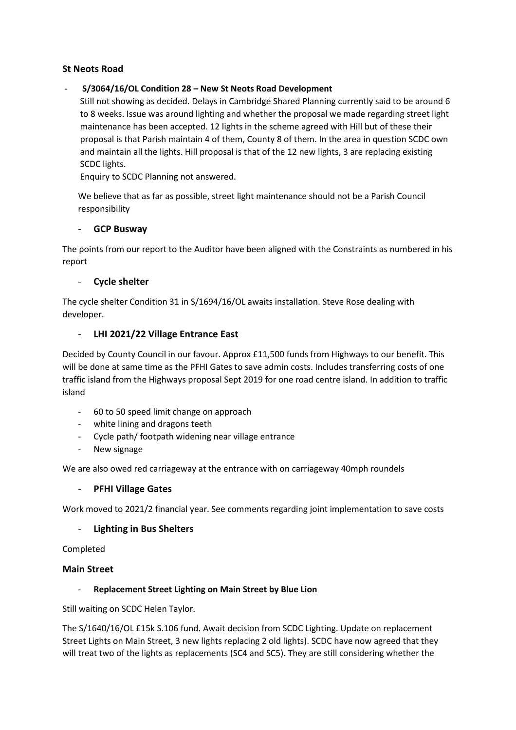### St Neots Road

- **S/3064/16/OL Condition 28 – New St Neots Road Development**

  Still not showing as decided. Delays in Cambridge Shared Planning currently said to be around 6 to 8 weeks. Issue was around lighting and whether the proposal we made regarding street light maintenance has been accepted. 12 lights in the scheme agreed with Hill but of these their proposal is that Parish maintain 4 of them, County 8 of them. In the area in question SCDC own and maintain all the lights. Hill proposal is that of the 12 new lights, 3 are replacing existing SCDC lights.

  Enquiry to SCDC Planning not answered.

  We believe that as far as possible, street light maintenance should not be a Parish Council responsibility

- **GCP Busway**

The points from our report to the Auditor have been aligned with the Constraints as numbered in his report

- **Cycle shelter**

The cycle shelter Condition 31 in S/1694/16/OL awaits installation. Steve Rose dealing with developer.

- **LHI 2021/22 Village Entrance East**

Decided by County Council in our favour. Approx £11,500 funds from Highways to our benefit. This will be done at same time as the PFHI Gates to save admin costs. Includes transferring costs of one traffic island from the Highways proposal Sept 2019 for one road centre island. In addition to traffic island

- 60 to 50 speed limit change on approach
- white lining and dragons teeth
- Cycle path/ footpath widening near village entrance
- New signage

We are also owed red carriageway at the entrance with on carriageway 40mph roundels

- **PFHI Village Gates**

Work moved to 2021/2 financial year. See comments regarding joint implementation to save costs

- **Lighting in Bus Shelters**

Completed

### Main Street

- **Replacement Street Lighting on Main Street by Blue Lion**

Still waiting on SCDC Helen Taylor.

The S/1640/16/OL £15k S.106 fund. Await decision from SCDC Lighting. Update on replacement Street Lights on Main Street, 3 new lights replacing 2 old lights). SCDC have now agreed that they will treat two of the lights as replacements (SC4 and SC5). They are still considering whether the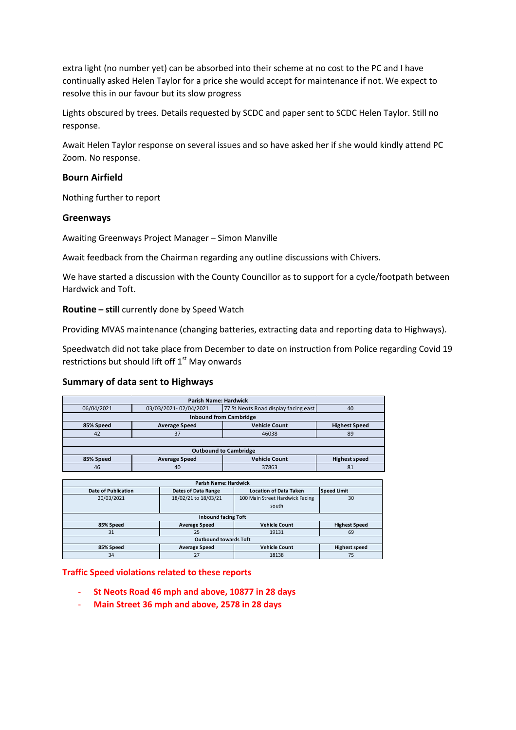extra light (no number yet) can be absorbed into their scheme at no cost to the PC and I have continually asked Helen Taylor for a price she would accept for maintenance if not. We expect to resolve this in our favour but its slow progress

Lights obscured by trees. Details requested by SCDC and paper sent to SCDC Helen Taylor. Still no response.

Await Helen Taylor response on several issues and so have asked her if she would kindly attend PC Zoom. No response.

### Bourn Airfield

Nothing further to report

### Greenways

Awaiting Greenways Project Manager – Simon Manville

Await feedback from the Chairman regarding any outline discussions with Chivers.

We have started a discussion with the County Councillor as to support for a cycle/footpath between Hardwick and Toft.

**Routine – still** currently done by Speed Watch

Providing MVAS maintenance (changing batteries, extracting data and reporting data to Highways).

Speedwatch did not take place from December to date on instruction from Police regarding Covid 19 restrictions but should lift off 1st May onwards

### Summary of data sent to Highways

| Parish Name: Hardwick | | | |
|---|---|---|---|
| 06/04/2021 | 03/03/2021- 02/04/2021 | 77 St Neots Road display facing east | 40 |
| Inbound from Cambridge | | | |
| 85% Speed | Average Speed | Vehicle Count | Highest Speed |
| 42 | 37 | 46038 | 89 |
| | | | |
| Outbound to Cambridge | | | |
| 85% Speed | Average Speed | Vehicle Count | Highest speed |
| 46 | 40 | 37863 | 81 |

| Parish Name: Hardwick | | | |
|---|---|---|---|
| Date of Publication | Dates of Data Range | Location of Data Taken | Speed Limit |
| 20/03/2021 | 18/02/21 to 18/03/21 | 100 Main Street Hardwick Facing south | 30 |
| Inbound facing Toft | | | |
| 85% Speed | Average Speed | Vehicle Count | Highest Speed |
| 31 | 25 | 19131 | 69 |
| Outbound towards Toft | | | |
| 85% Speed | Average Speed | Vehicle Count | Highest speed |
| 34 | 27 | 18138 | 75 |

**Traffic Speed violations related to these reports**

- **St Neots Road 46 mph and above, 10877 in 28 days**
- **Main Street 36 mph and above, 2578 in 28 days**